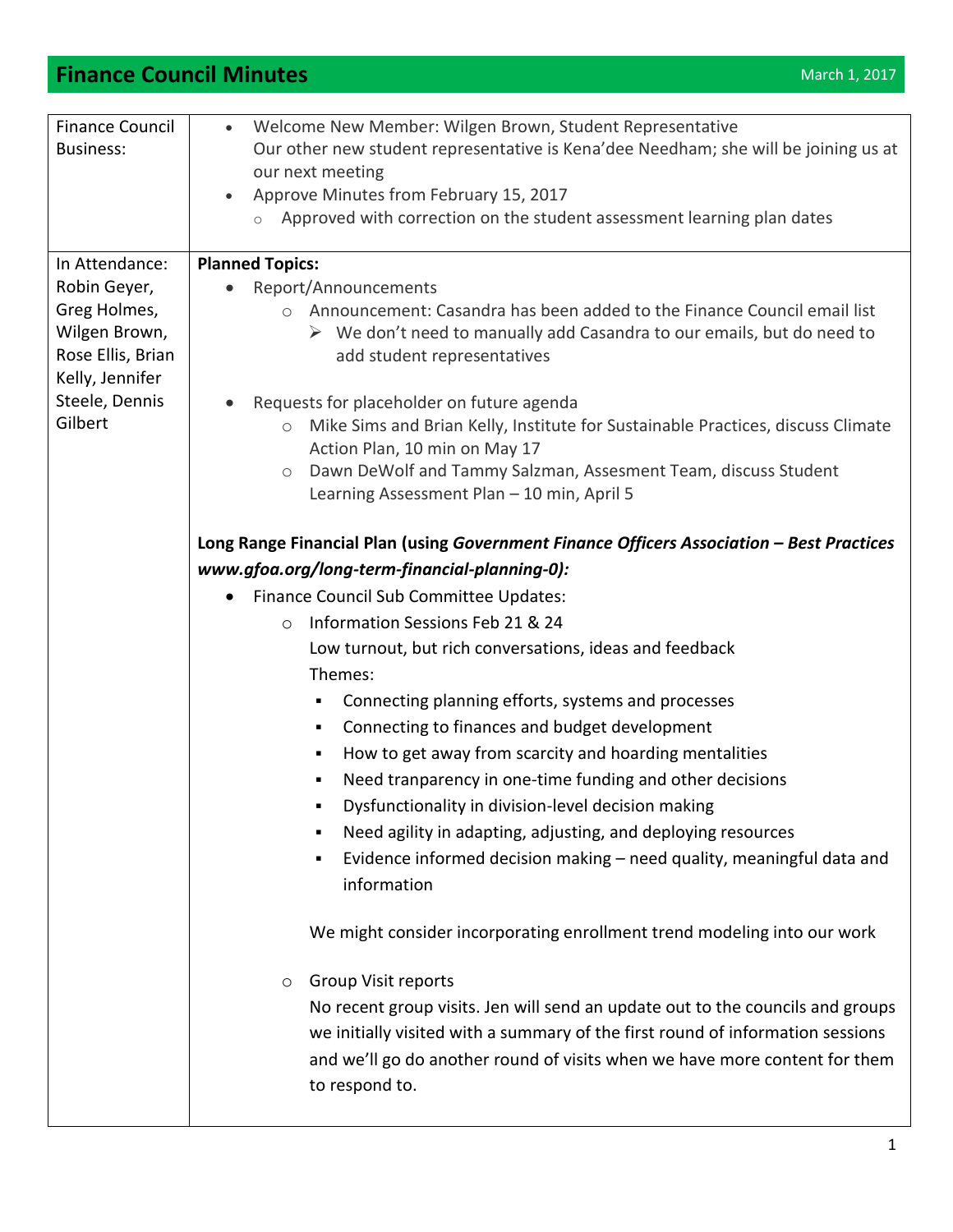# Finance Council Minutes

March 1, 2017

| | |
|---|---|
| Finance Council Business: | • Welcome New Member: Wilgen Brown, Student Representative<br>Our other new student representative is Kena'dee Needham; she will be joining us at our next meeting<br>• Approve Minutes from February 15, 2017<br>  ○ Approved with correction on the student assessment learning plan dates |
| In Attendance: Robin Geyer, Greg Holmes, Wilgen Brown, Rose Ellis, Brian Kelly, Jennifer Steele, Dennis Gilbert | **Planned Topics:**<br>• Report/Announcements<br>  ○ Announcement: Casandra has been added to the Finance Council email list<br>    ➢ We don't need to manually add Casandra to our emails, but do need to add student representatives<br><br>• Requests for placeholder on future agenda<br>  ○ Mike Sims and Brian Kelly, Institute for Sustainable Practices, discuss Climate Action Plan, 10 min on May 17<br>  ○ Dawn DeWolf and Tammy Salzman, Assesment Team, discuss Student Learning Assessment Plan – 10 min, April 5<br><br>**Long Range Financial Plan (using *Government Finance Officers Association – Best Practices www.gfoa.org/long-term-financial-planning-0*):**<br>• Finance Council Sub Committee Updates:<br>  ○ Information Sessions Feb 21 & 24<br>  Low turnout, but rich conversations, ideas and feedback<br>  Themes:<br>    ▪ Connecting planning efforts, systems and processes<br>    ▪ Connecting to finances and budget development<br>    ▪ How to get away from scarcity and hoarding mentalities<br>    ▪ Need tranparency in one-time funding and other decisions<br>    ▪ Dysfunctionality in division-level decision making<br>    ▪ Need agility in adapting, adjusting, and deploying resources<br>    ▪ Evidence informed decision making – need quality, meaningful data and information<br><br>  We might consider incorporating enrollment trend modeling into our work<br><br>  ○ Group Visit reports<br>  No recent group visits. Jen will send an update out to the councils and groups we initially visited with a summary of the first round of information sessions and we'll go do another round of visits when we have more content for them to respond to. |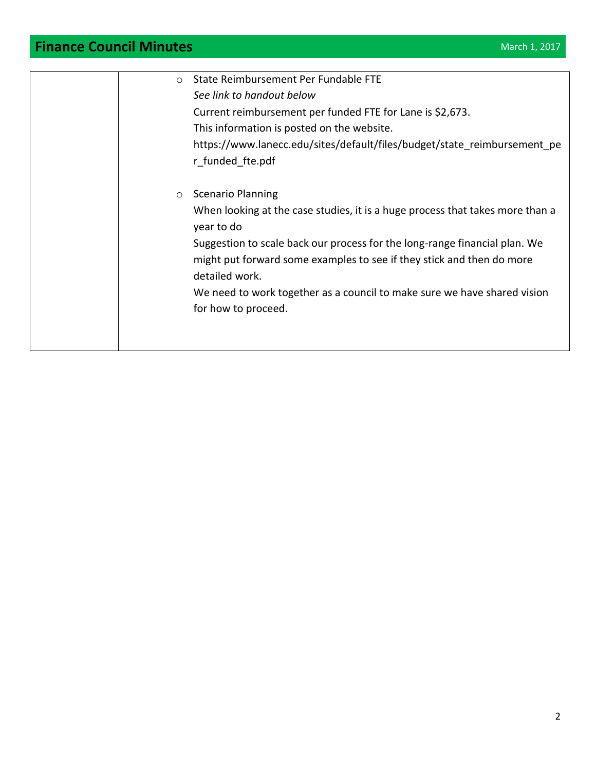| | |
|---|---|
| | - State Reimbursement Per Fundable FTE<br>*See link to handout below*<br>Current reimbursement per funded FTE for Lane is $2,673.<br>This information is posted on the website.<br>https://www.lanecc.edu/sites/default/files/budget/state_reimbursement_per_funded_fte.pdf<br><br>- Scenario Planning<br>When looking at the case studies, it is a huge process that takes more than a year to do<br>Suggestion to scale back our process for the long-range financial plan. We might put forward some examples to see if they stick and then do more detailed work.<br>We need to work together as a council to make sure we have shared vision for how to proceed. |